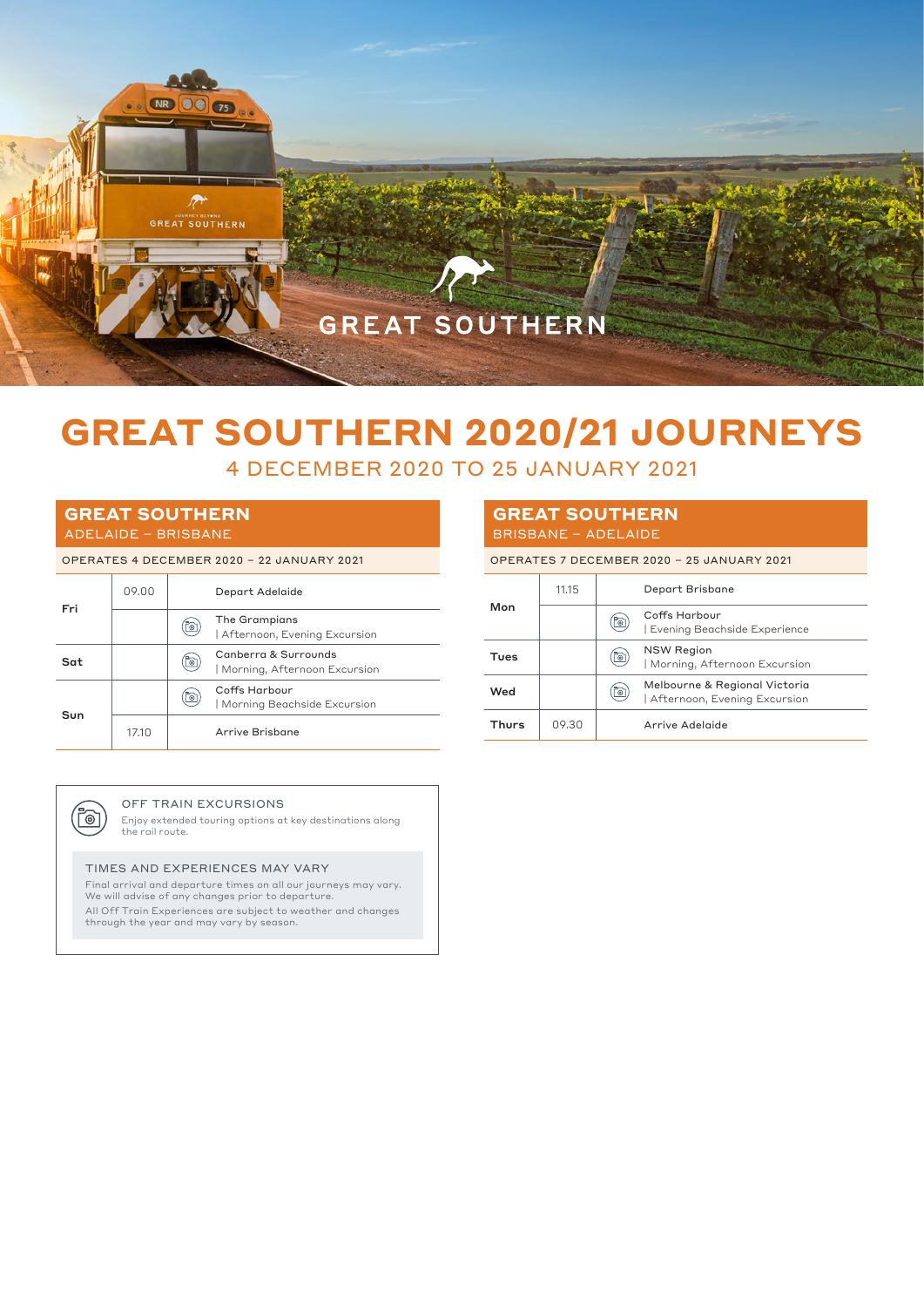GREAT SOUTHERN

# GREAT SOUTHERN 2020/21 JOURNEYS

## 4 DECEMBER 2020 TO 25 JANUARY 2021

### GREAT SOUTHERN
ADELAIDE – BRISBANE

OPERATES 4 DECEMBER 2020 – 22 JANUARY 2021

| Day | Time | Details |
|---|---|---|
| Fri | 09.00 | Depart Adelaide |
| | | The Grampians \| Afternoon, Evening Excursion |
| Sat | | Canberra & Surrounds \| Morning, Afternoon Excursion |
| Sun | | Coffs Harbour \| Morning Beachside Excursion |
| | 17.10 | Arrive Brisbane |

### GREAT SOUTHERN
BRISBANE – ADELAIDE

OPERATES 7 DECEMBER 2020 – 25 JANUARY 2021

| Day | Time | Details |
|---|---|---|
| Mon | 11.15 | Depart Brisbane |
| | | Coffs Harbour \| Evening Beachside Experience |
| Tues | | NSW Region \| Morning, Afternoon Excursion |
| Wed | | Melbourne & Regional Victoria \| Afternoon, Evening Excursion |
| Thurs | 09.30 | Arrive Adelaide |

OFF TRAIN EXCURSIONS

Enjoy extended touring options at key destinations along the rail route.

TIMES AND EXPERIENCES MAY VARY

Final arrival and departure times on all our journeys may vary. We will advise of any changes prior to departure.

All Off Train Experiences are subject to weather and changes through the year and may vary by season.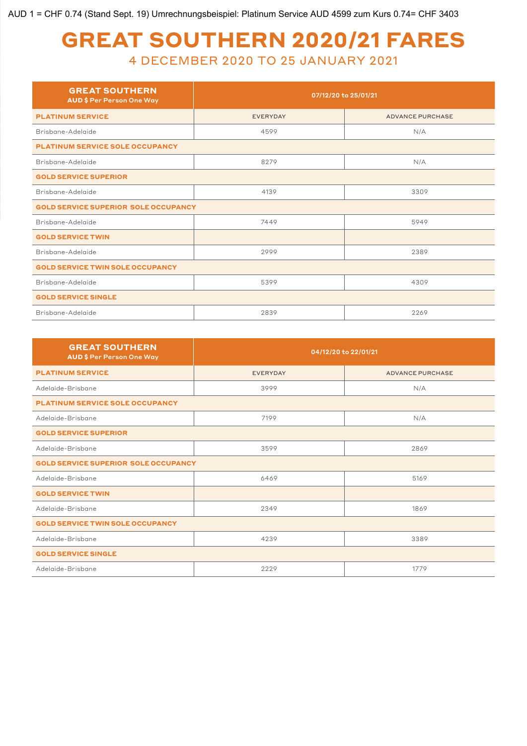AUD 1 = CHF 0.74 (Stand Sept. 19) Umrechnungsbeispiel: Platinum Service AUD 4599 zum Kurs 0.74= CHF 3403

# GREAT SOUTHERN 2020/21 FARES

## 4 DECEMBER 2020 TO 25 JANUARY 2021

| **GREAT SOUTHERN** **AUD $ Per Person One Way** | **07/12/20 to 25/01/21** | |
|---|---|---|
| **PLATINUM SERVICE** | EVERYDAY | ADVANCE PURCHASE |
| Brisbane-Adelaide | 4599 | N/A |
| **PLATINUM SERVICE SOLE OCCUPANCY** | | |
| Brisbane-Adelaide | 8279 | N/A |
| **GOLD SERVICE SUPERIOR** | | |
| Brisbane-Adelaide | 4139 | 3309 |
| **GOLD SERVICE SUPERIOR SOLE OCCUPANCY** | | |
| Brisbane-Adelaide | 7449 | 5949 |
| **GOLD SERVICE TWIN** | | |
| Brisbane-Adelaide | 2999 | 2389 |
| **GOLD SERVICE TWIN SOLE OCCUPANCY** | | |
| Brisbane-Adelaide | 5399 | 4309 |
| **GOLD SERVICE SINGLE** | | |
| Brisbane-Adelaide | 2839 | 2269 |

| **GREAT SOUTHERN** **AUD $ Per Person One Way** | **04/12/20 to 22/01/21** | |
|---|---|---|
| **PLATINUM SERVICE** | EVERYDAY | ADVANCE PURCHASE |
| Adelaide-Brisbane | 3999 | N/A |
| **PLATINUM SERVICE SOLE OCCUPANCY** | | |
| Adelaide-Brisbane | 7199 | N/A |
| **GOLD SERVICE SUPERIOR** | | |
| Adelaide-Brisbane | 3599 | 2869 |
| **GOLD SERVICE SUPERIOR SOLE OCCUPANCY** | | |
| Adelaide-Brisbane | 6469 | 5169 |
| **GOLD SERVICE TWIN** | | |
| Adelaide-Brisbane | 2349 | 1869 |
| **GOLD SERVICE TWIN SOLE OCCUPANCY** | | |
| Adelaide-Brisbane | 4239 | 3389 |
| **GOLD SERVICE SINGLE** | | |
| Adelaide-Brisbane | 2229 | 1779 |